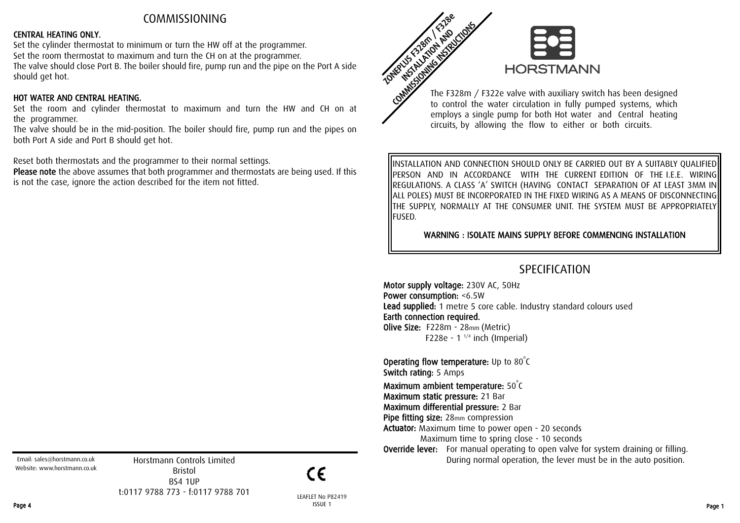# COMMISSIONING

**CENTRAL HEATING ONLY.**

Set the cylinder thermostat to minimum or turn the HW off at the programmer.
Set the room thermostat to maximum and turn the CH on at the programmer.
The valve should close Port B. The boiler should fire, pump run and the pipe on the Port A side should get hot.

**HOT WATER AND CENTRAL HEATING.**

Set the room and cylinder thermostat to maximum and turn the HW and CH on at the programmer.
The valve should be in the mid-position. The boiler should fire, pump run and the pipes on both Port A side and Port B should get hot.

Reset both thermostats and the programmer to their normal settings.

**Please note** the above assumes that both programmer and thermostats are being used. If this is not the case, ignore the action described for the item not fitted.

Email: sales@horstmann.co.uk
Website: www.horstmann.co.uk

Horstmann Controls Limited
Bristol
BS4 1UP
t:0117 9788 773 - f:0117 9788 701

LEAFLET No P82419
ISSUE 1

# ZONEPLUS F328m / F328e INSTALLATION AND COMMISSIONING INSTRUCTIONS

HORSTMANN

The F328m / F322e valve with auxiliary switch has been designed to control the water circulation in fully pumped systems, which employs a single pump for both Hot water and Central heating circuits, by allowing the flow to either or both circuits.

INSTALLATION AND CONNECTION SHOULD ONLY BE CARRIED OUT BY A SUITABLY QUALIFIED PERSON AND IN ACCORDANCE WITH THE CURRENT EDITION OF THE I.E.E. WIRING REGULATIONS. A CLASS 'A' SWITCH (HAVING CONTACT SEPARATION OF AT LEAST 3MM IN ALL POLES) MUST BE INCORPORATED IN THE FIXED WIRING AS A MEANS OF DISCONNECTING THE SUPPLY, NORMALLY AT THE CONSUMER UNIT. THE SYSTEM MUST BE APPROPRIATELY FUSED.

**WARNING : ISOLATE MAINS SUPPLY BEFORE COMMENCING INSTALLATION**

## SPECIFICATION

**Motor supply voltage:** 230V AC, 50Hz
**Power consumption:** <6.5W
**Lead supplied:** 1 metre 5 core cable. Industry standard colours used
**Earth connection required.**
**Olive Size:** F228m - 28mm (Metric)
F228e - 1 1/4 inch (Imperial)

**Operating flow temperature:** Up to 80°C
**Switch rating:** 5 Amps
**Maximum ambient temperature:** 50°C
**Maximum static pressure:** 21 Bar
**Maximum differential pressure:** 2 Bar
**Pipe fitting size:** 28mm compression
**Actuator:** Maximum time to power open - 20 seconds
Maximum time to spring close - 10 seconds
**Override lever:** For manual operating to open valve for system draining or filling. During normal operation, the lever must be in the auto position.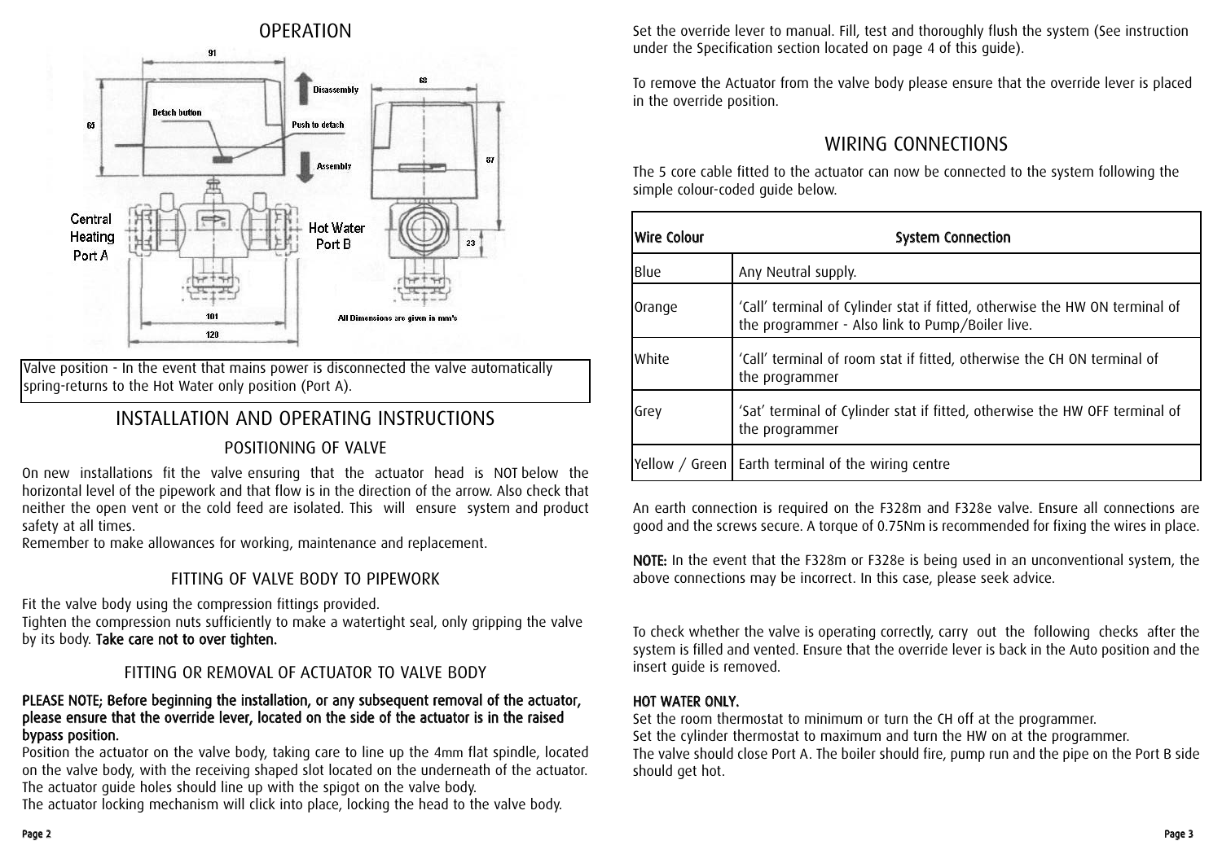# OPERATION

91

68

Detach button

Disassembly

Push to detach

Assembly

65

87

23

Central Heating Port A

Hot Water Port B

101

120

All Dimensions are given in mm's

Valve position - In the event that mains power is disconnected the valve automatically spring-returns to the Hot Water only position (Port A).

## INSTALLATION AND OPERATING INSTRUCTIONS

### POSITIONING OF VALVE

On new installations fit the valve ensuring that the actuator head is NOT below the horizontal level of the pipework and that flow is in the direction of the arrow. Also check that neither the open vent or the cold feed are isolated. This will ensure system and product safety at all times.
Remember to make allowances for working, maintenance and replacement.

### FITTING OF VALVE BODY TO PIPEWORK

Fit the valve body using the compression fittings provided.
Tighten the compression nuts sufficiently to make a watertight seal, only gripping the valve by its body. **Take care not to over tighten.**

### FITTING OR REMOVAL OF ACTUATOR TO VALVE BODY

**PLEASE NOTE; Before beginning the installation, or any subsequent removal of the actuator, please ensure that the override lever, located on the side of the actuator is in the raised bypass position.**
Position the actuator on the valve body, taking care to line up the 4mm flat spindle, located on the valve body, with the receiving shaped slot located on the underneath of the actuator. The actuator guide holes should line up with the spigot on the valve body.
The actuator locking mechanism will click into place, locking the head to the valve body.

Set the override lever to manual. Fill, test and thoroughly flush the system (See instruction under the Specification section located on page 4 of this guide).

To remove the Actuator from the valve body please ensure that the override lever is placed in the override position.

## WIRING CONNECTIONS

The 5 core cable fitted to the actuator can now be connected to the system following the simple colour-coded guide below.

| **Wire Colour** | **System Connection** |
| --- | --- |
| Blue | Any Neutral supply. |
| Orange | 'Call' terminal of Cylinder stat if fitted, otherwise the HW ON terminal of the programmer - Also link to Pump/Boiler live. |
| White | 'Call' terminal of room stat if fitted, otherwise the CH ON terminal of the programmer |
| Grey | 'Sat' terminal of Cylinder stat if fitted, otherwise the HW OFF terminal of the programmer |
| Yellow / Green | Earth terminal of the wiring centre |

An earth connection is required on the F328m and F328e valve. Ensure all connections are good and the screws secure. A torque of 0.75Nm is recommended for fixing the wires in place.

**NOTE:** In the event that the F328m or F328e is being used in an unconventional system, the above connections may be incorrect. In this case, please seek advice.

To check whether the valve is operating correctly, carry out the following checks after the system is filled and vented. Ensure that the override lever is back in the Auto position and the insert guide is removed.

**HOT WATER ONLY.**
Set the room thermostat to minimum or turn the CH off at the programmer.
Set the cylinder thermostat to maximum and turn the HW on at the programmer.
The valve should close Port A. The boiler should fire, pump run and the pipe on the Port B side should get hot.